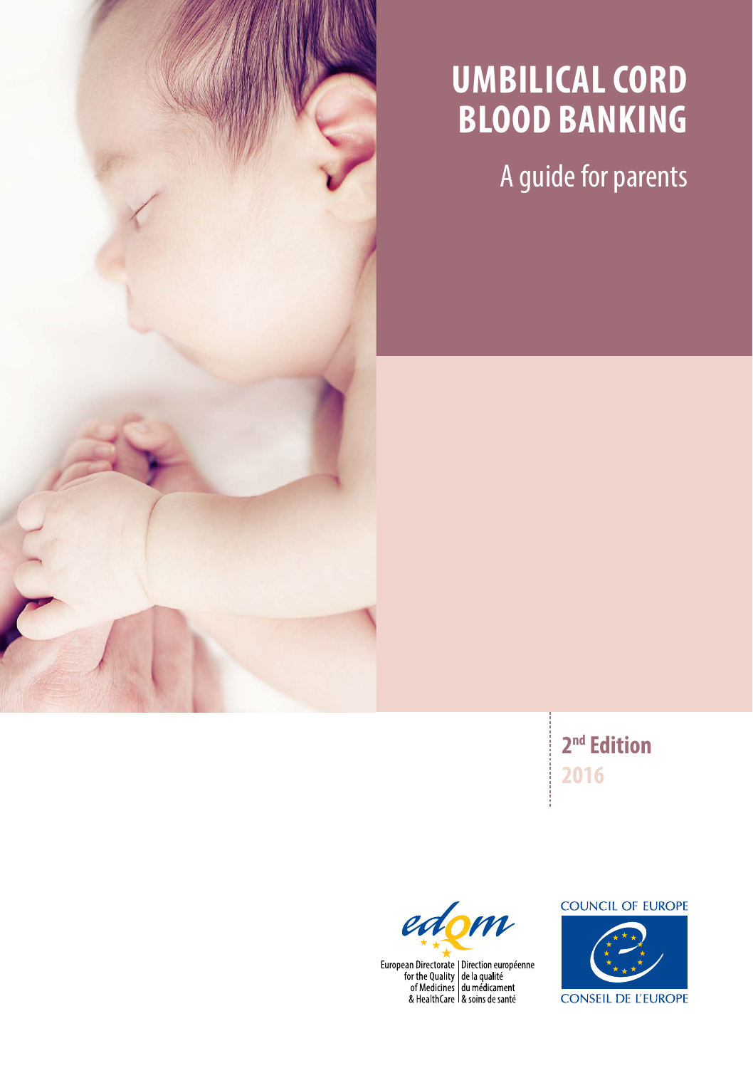# UMBILICAL CORD BLOOD BANKING

## A guide for parents

**2nd Edition**

**2016**

European Directorate for the Quality of Medicines & HealthCare | Direction européenne de la qualité du médicament & soins de santé

COUNCIL OF EUROPE

CONSEIL DE L'EUROPE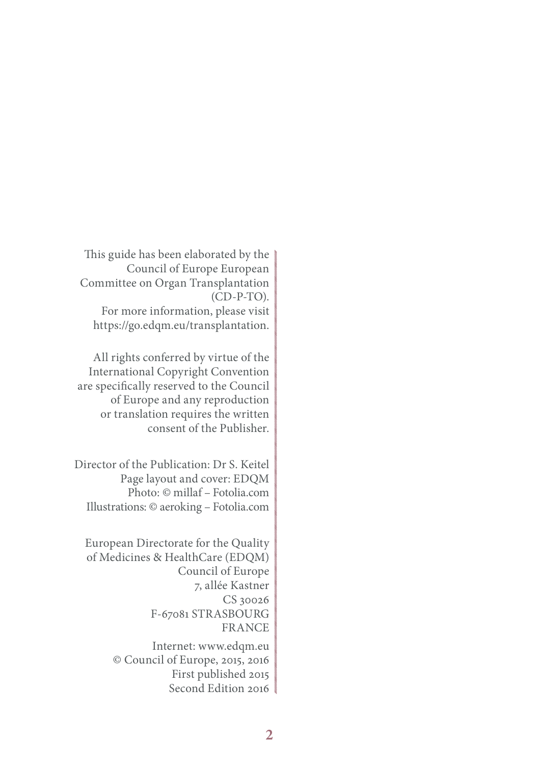This guide has been elaborated by the Council of Europe European Committee on Organ Transplantation (CD-P-TO).
For more information, please visit https://go.edqm.eu/transplantation.

All rights conferred by virtue of the International Copyright Convention are specifically reserved to the Council of Europe and any reproduction or translation requires the written consent of the Publisher.

Director of the Publication: Dr S. Keitel
Page layout and cover: EDQM
Photo: © millaf – Fotolia.com
Illustrations: © aeroking – Fotolia.com

European Directorate for the Quality of Medicines & HealthCare (EDQM)
Council of Europe
7, allée Kastner
CS 30026
F-67081 STRASBOURG
FRANCE

Internet: www.edqm.eu
© Council of Europe, 2015, 2016
First published 2015
Second Edition 2016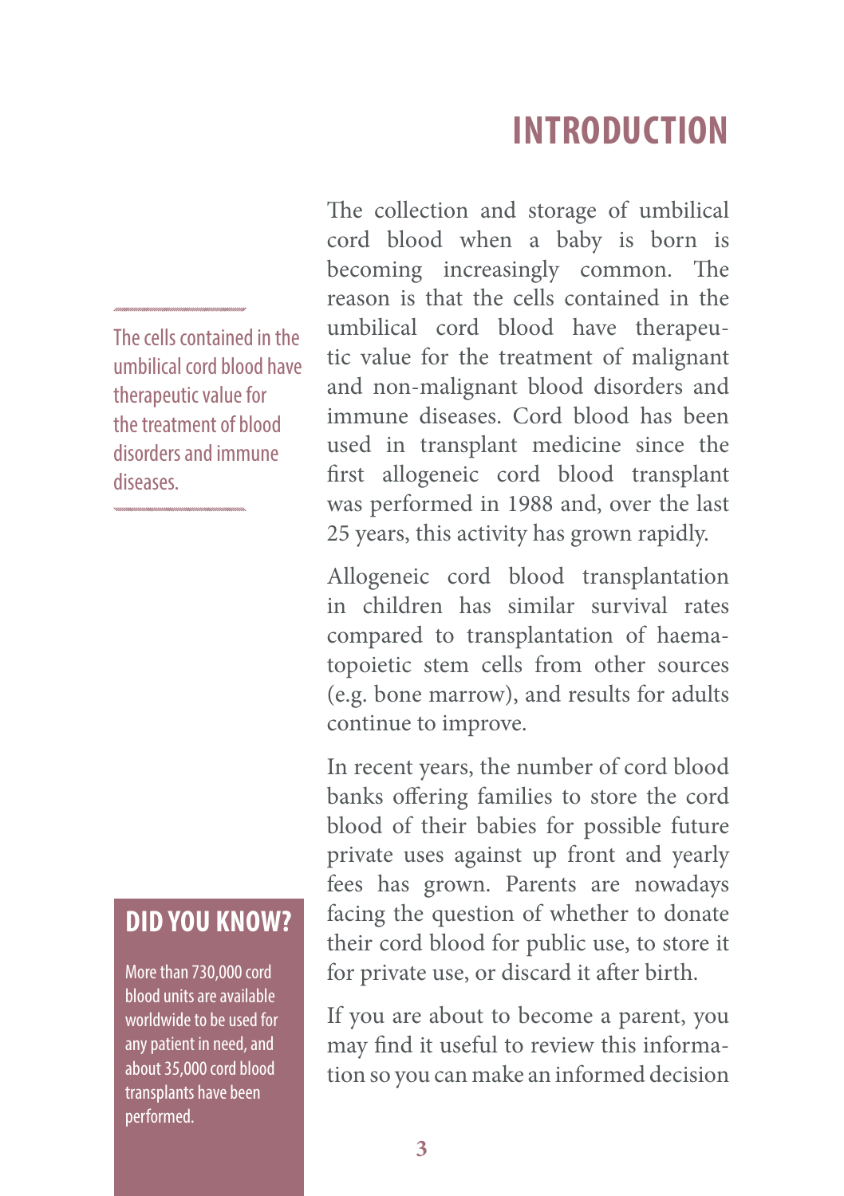# INTRODUCTION

> The cells contained in the umbilical cord blood have therapeutic value for the treatment of blood disorders and immune diseases.

The collection and storage of umbilical cord blood when a baby is born is becoming increasingly common. The reason is that the cells contained in the umbilical cord blood have therapeutic value for the treatment of malignant and non-malignant blood disorders and immune diseases. Cord blood has been used in transplant medicine since the first allogeneic cord blood transplant was performed in 1988 and, over the last 25 years, this activity has grown rapidly.

Allogeneic cord blood transplantation in children has similar survival rates compared to transplantation of haematopoietic stem cells from other sources (e.g. bone marrow), and results for adults continue to improve.

In recent years, the number of cord blood banks offering families to store the cord blood of their babies for possible future private uses against up front and yearly fees has grown. Parents are nowadays facing the question of whether to donate their cord blood for public use, to store it for private use, or discard it after birth.

If you are about to become a parent, you may find it useful to review this information so you can make an informed decision

**DID YOU KNOW?**

More than 730,000 cord blood units are available worldwide to be used for any patient in need, and about 35,000 cord blood transplants have been performed.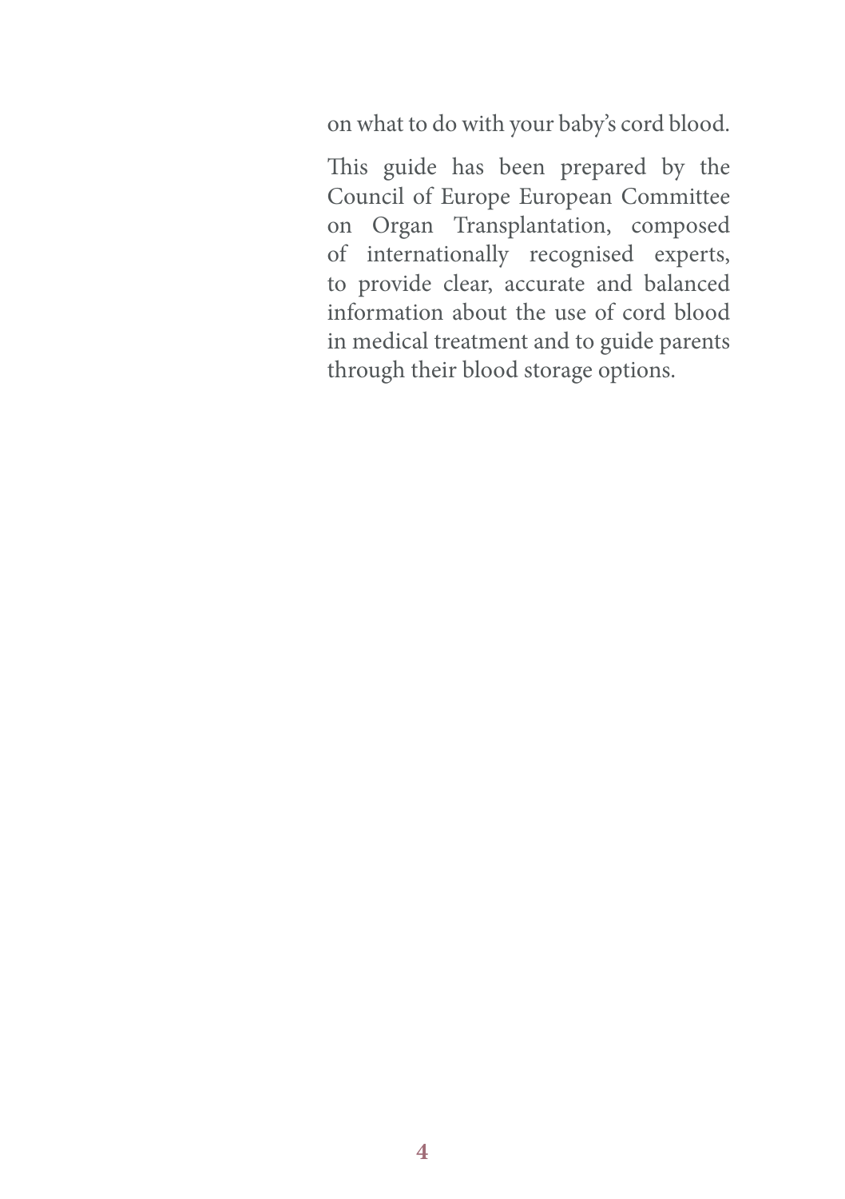on what to do with your baby's cord blood.

This guide has been prepared by the Council of Europe European Committee on Organ Transplantation, composed of internationally recognised experts, to provide clear, accurate and balanced information about the use of cord blood in medical treatment and to guide parents through their blood storage options.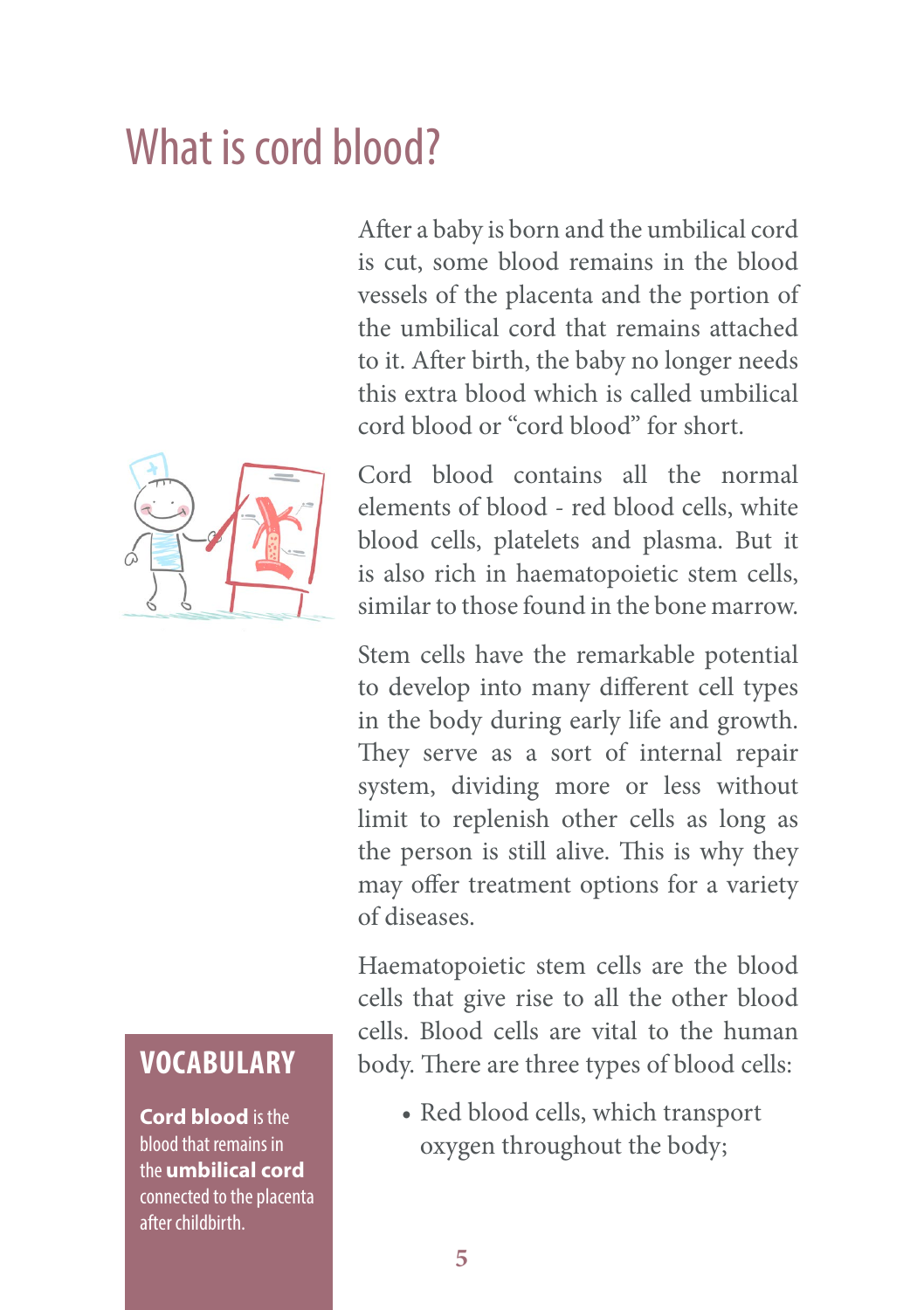# What is cord blood?

After a baby is born and the umbilical cord is cut, some blood remains in the blood vessels of the placenta and the portion of the umbilical cord that remains attached to it. After birth, the baby no longer needs this extra blood which is called umbilical cord blood or "cord blood" for short.

Cord blood contains all the normal elements of blood - red blood cells, white blood cells, platelets and plasma. But it is also rich in haematopoietic stem cells, similar to those found in the bone marrow.

Stem cells have the remarkable potential to develop into many different cell types in the body during early life and growth. They serve as a sort of internal repair system, dividing more or less without limit to replenish other cells as long as the person is still alive. This is why they may offer treatment options for a variety of diseases.

Haematopoietic stem cells are the blood cells that give rise to all the other blood cells. Blood cells are vital to the human body. There are three types of blood cells:

- Red blood cells, which transport oxygen throughout the body;

## VOCABULARY

**Cord blood** is the blood that remains in the **umbilical cord** connected to the placenta after childbirth.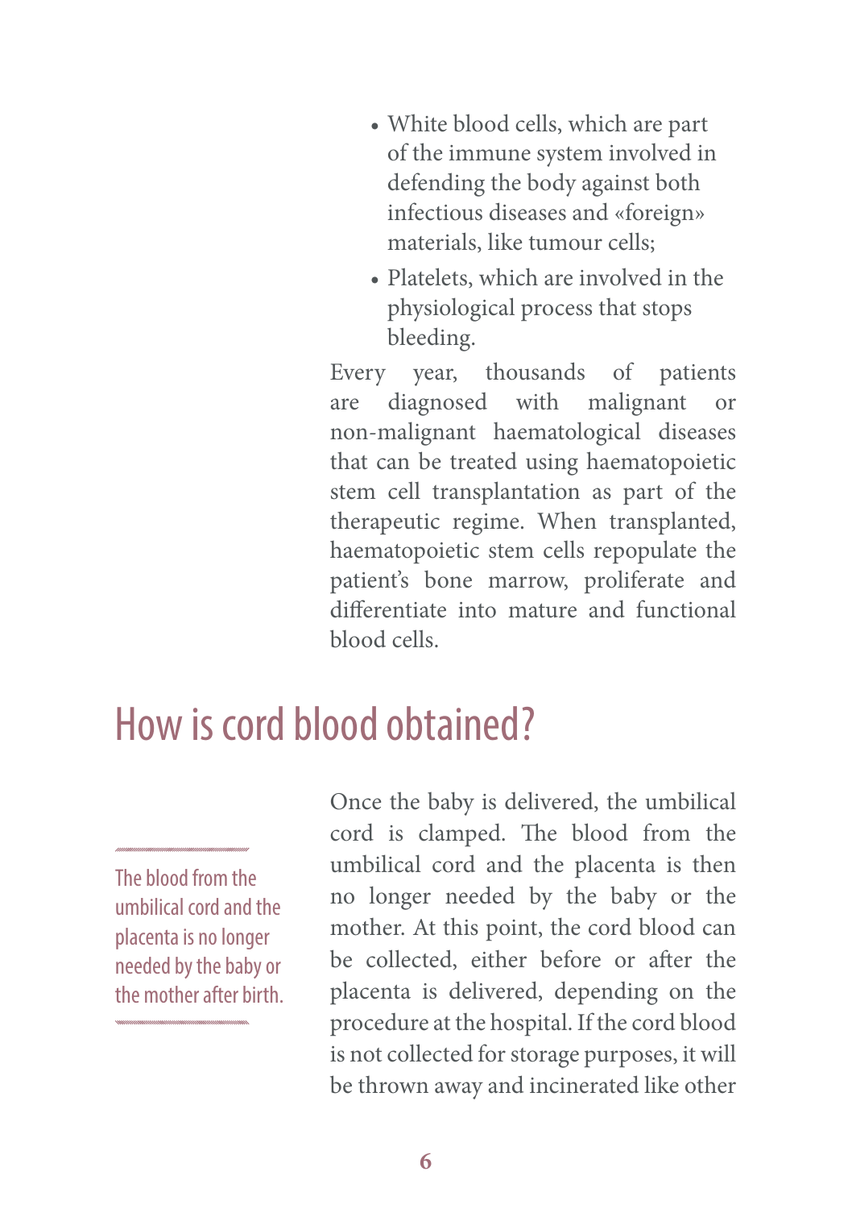- White blood cells, which are part of the immune system involved in defending the body against both infectious diseases and «foreign» materials, like tumour cells;
- Platelets, which are involved in the physiological process that stops bleeding.

Every year, thousands of patients are diagnosed with malignant or non-malignant haematological diseases that can be treated using haematopoietic stem cell transplantation as part of the therapeutic regime. When transplanted, haematopoietic stem cells repopulate the patient's bone marrow, proliferate and differentiate into mature and functional blood cells.

## How is cord blood obtained?

> The blood from the umbilical cord and the placenta is no longer needed by the baby or the mother after birth.

Once the baby is delivered, the umbilical cord is clamped. The blood from the umbilical cord and the placenta is then no longer needed by the baby or the mother. At this point, the cord blood can be collected, either before or after the placenta is delivered, depending on the procedure at the hospital. If the cord blood is not collected for storage purposes, it will be thrown away and incinerated like other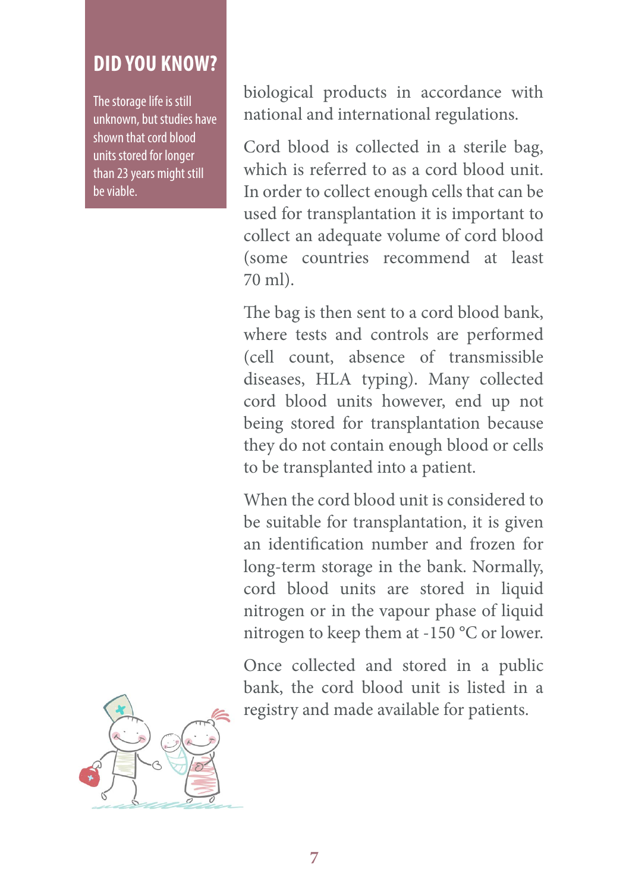## DID YOU KNOW?

The storage life is still unknown, but studies have shown that cord blood units stored for longer than 23 years might still be viable.

biological products in accordance with national and international regulations.

Cord blood is collected in a sterile bag, which is referred to as a cord blood unit. In order to collect enough cells that can be used for transplantation it is important to collect an adequate volume of cord blood (some countries recommend at least 70 ml).

The bag is then sent to a cord blood bank, where tests and controls are performed (cell count, absence of transmissible diseases, HLA typing). Many collected cord blood units however, end up not being stored for transplantation because they do not contain enough blood or cells to be transplanted into a patient.

When the cord blood unit is considered to be suitable for transplantation, it is given an identification number and frozen for long-term storage in the bank. Normally, cord blood units are stored in liquid nitrogen or in the vapour phase of liquid nitrogen to keep them at -150 °C or lower.

Once collected and stored in a public bank, the cord blood unit is listed in a registry and made available for patients.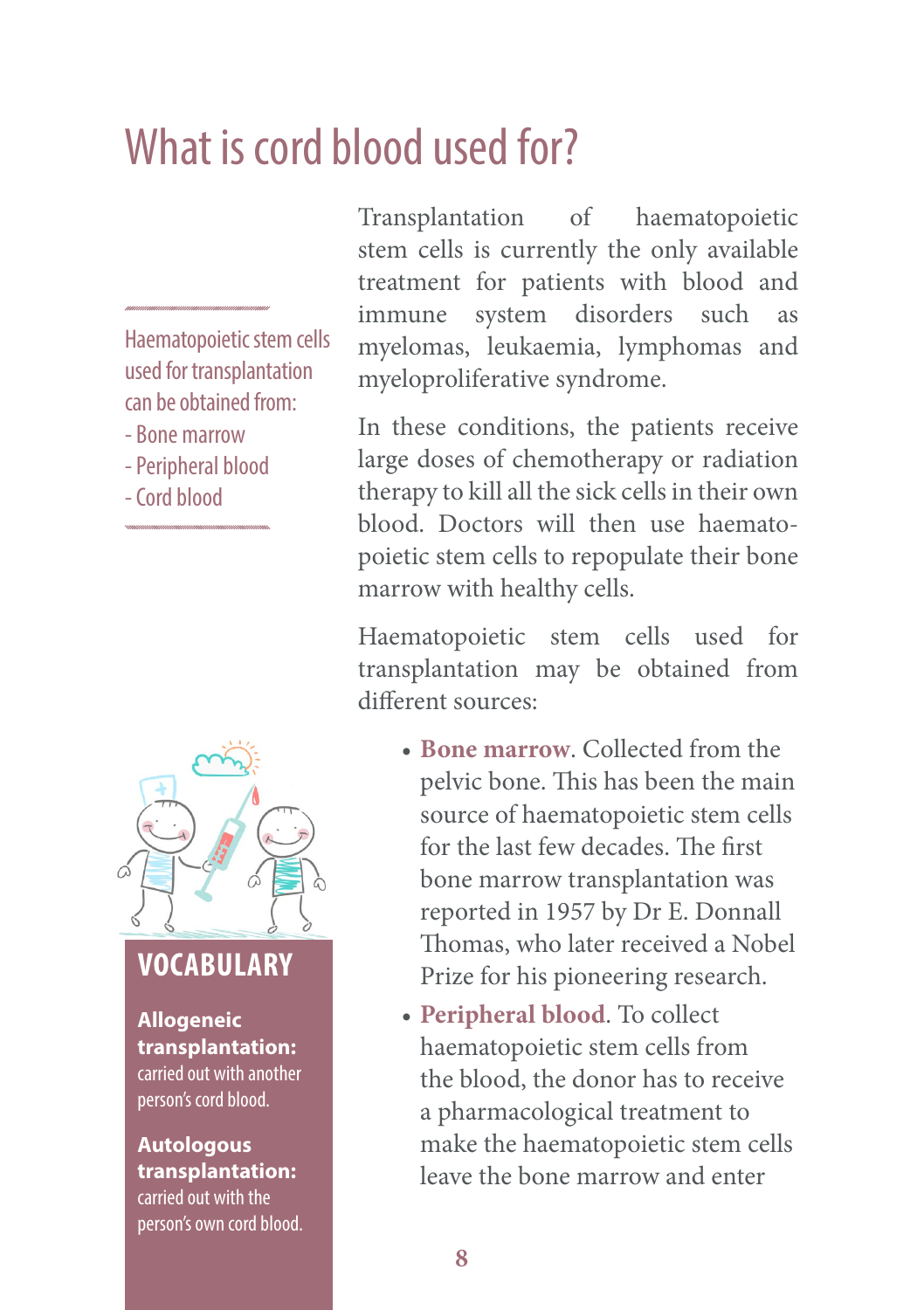# What is cord blood used for?

Transplantation of haematopoietic stem cells is currently the only available treatment for patients with blood and immune system disorders such as myelomas, leukaemia, lymphomas and myeloproliferative syndrome.

In these conditions, the patients receive large doses of chemotherapy or radiation therapy to kill all the sick cells in their own blood. Doctors will then use haemato-poietic stem cells to repopulate their bone marrow with healthy cells.

Haematopoietic stem cells used for transplantation may be obtained from different sources:

- **Bone marrow**. Collected from the pelvic bone. This has been the main source of haematopoietic stem cells for the last few decades. The first bone marrow transplantation was reported in 1957 by Dr E. Donnall Thomas, who later received a Nobel Prize for his pioneering research.
- **Peripheral blood**. To collect haematopoietic stem cells from the blood, the donor has to receive a pharmacological treatment to make the haematopoietic stem cells leave the bone marrow and enter

---

Haematopoietic stem cells used for transplantation can be obtained from:

- Bone marrow
- Peripheral blood
- Cord blood

---

## VOCABULARY

**Allogeneic transplantation:** carried out with another person's cord blood.

**Autologous transplantation:** carried out with the person's own cord blood.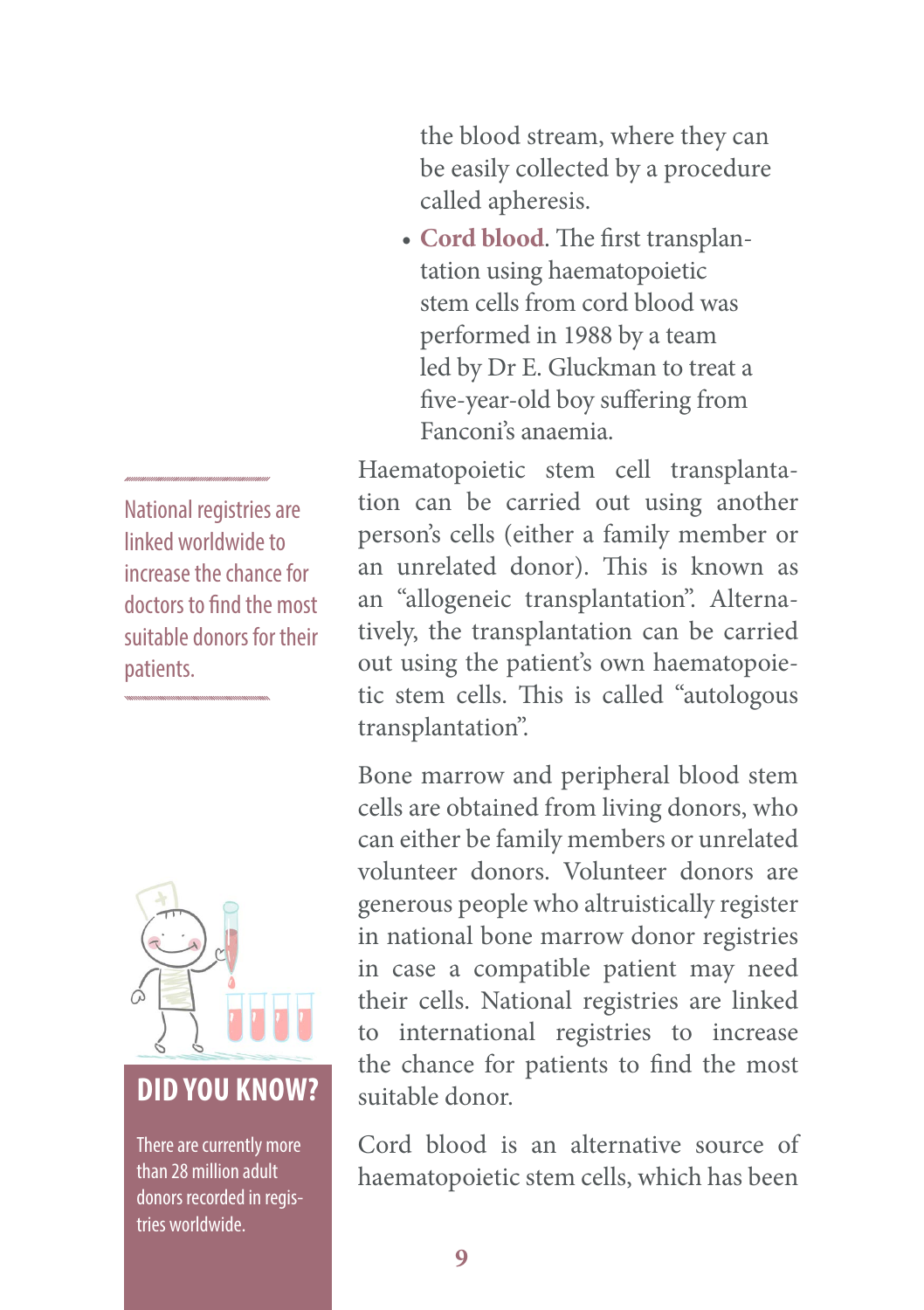the blood stream, where they can be easily collected by a procedure called apheresis.

- **Cord blood**. The first transplantation using haematopoietic stem cells from cord blood was performed in 1988 by a team led by Dr E. Gluckman to treat a five-year-old boy suffering from Fanconi's anaemia.

Haematopoietic stem cell transplantation can be carried out using another person's cells (either a family member or an unrelated donor). This is known as an "allogeneic transplantation". Alternatively, the transplantation can be carried out using the patient's own haematopoietic stem cells. This is called "autologous transplantation".

National registries are linked worldwide to increase the chance for doctors to find the most suitable donors for their patients.

Bone marrow and peripheral blood stem cells are obtained from living donors, who can either be family members or unrelated volunteer donors. Volunteer donors are generous people who altruistically register in national bone marrow donor registries in case a compatible patient may need their cells. National registries are linked to international registries to increase the chance for patients to find the most suitable donor.

## DID YOU KNOW?

There are currently more than 28 million adult donors recorded in registries worldwide.

Cord blood is an alternative source of haematopoietic stem cells, which has been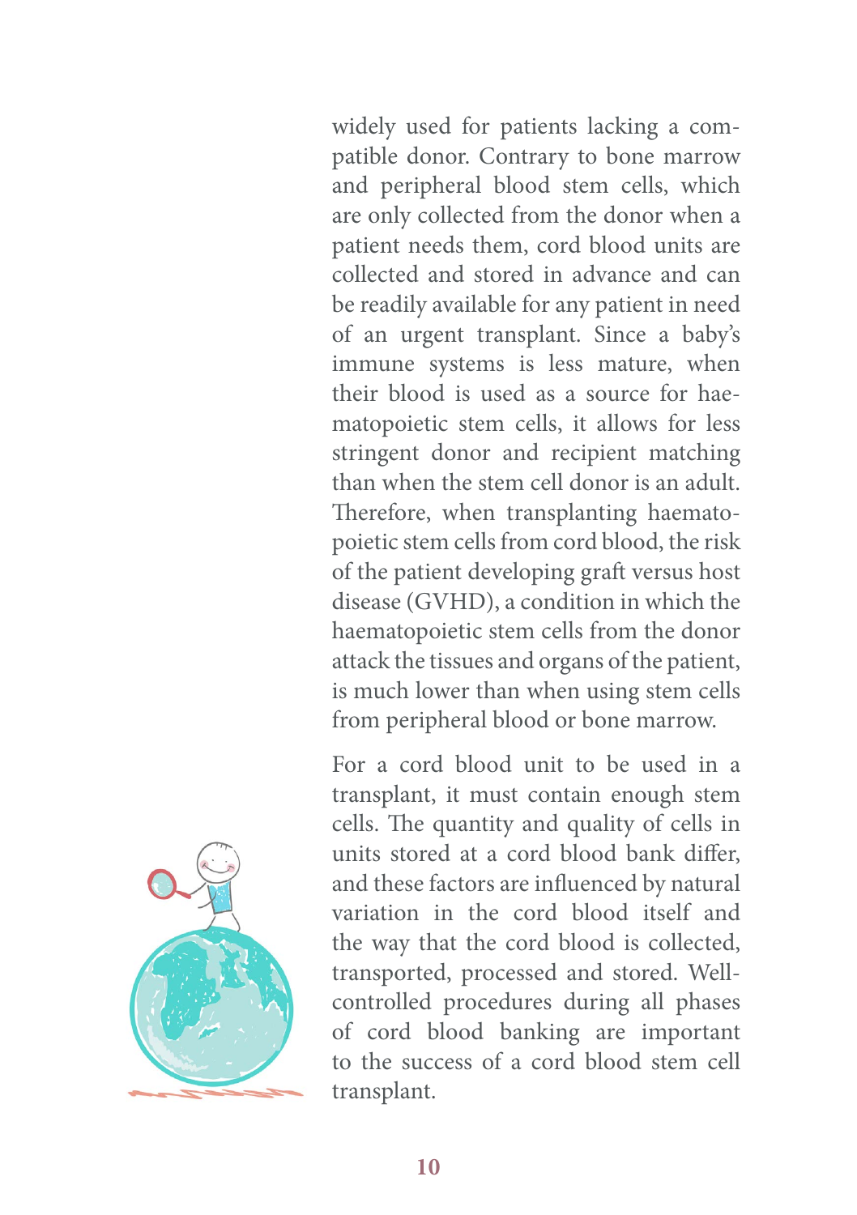widely used for patients lacking a compatible donor. Contrary to bone marrow and peripheral blood stem cells, which are only collected from the donor when a patient needs them, cord blood units are collected and stored in advance and can be readily available for any patient in need of an urgent transplant. Since a baby's immune systems is less mature, when their blood is used as a source for haematopoietic stem cells, it allows for less stringent donor and recipient matching than when the stem cell donor is an adult. Therefore, when transplanting haematopoietic stem cells from cord blood, the risk of the patient developing graft versus host disease (GVHD), a condition in which the haematopoietic stem cells from the donor attack the tissues and organs of the patient, is much lower than when using stem cells from peripheral blood or bone marrow.

For a cord blood unit to be used in a transplant, it must contain enough stem cells. The quantity and quality of cells in units stored at a cord blood bank differ, and these factors are influenced by natural variation in the cord blood itself and the way that the cord blood is collected, transported, processed and stored. Well-controlled procedures during all phases of cord blood banking are important to the success of a cord blood stem cell transplant.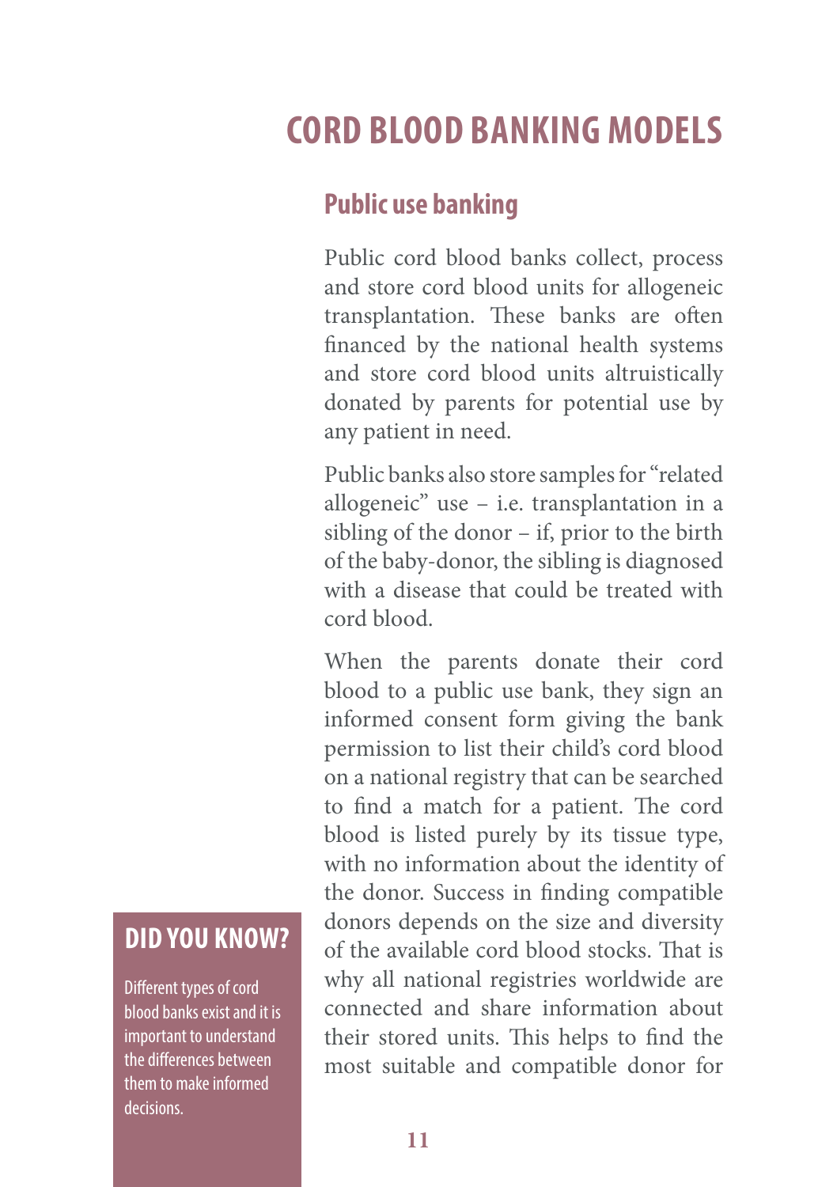# CORD BLOOD BANKING MODELS

## Public use banking

Public cord blood banks collect, process and store cord blood units for allogeneic transplantation. These banks are often financed by the national health systems and store cord blood units altruistically donated by parents for potential use by any patient in need.

Public banks also store samples for "related allogeneic" use – i.e. transplantation in a sibling of the donor – if, prior to the birth of the baby-donor, the sibling is diagnosed with a disease that could be treated with cord blood.

When the parents donate their cord blood to a public use bank, they sign an informed consent form giving the bank permission to list their child's cord blood on a national registry that can be searched to find a match for a patient. The cord blood is listed purely by its tissue type, with no information about the identity of the donor. Success in finding compatible donors depends on the size and diversity of the available cord blood stocks. That is why all national registries worldwide are connected and share information about their stored units. This helps to find the most suitable and compatible donor for

**DID YOU KNOW?**

Different types of cord blood banks exist and it is important to understand the differences between them to make informed decisions.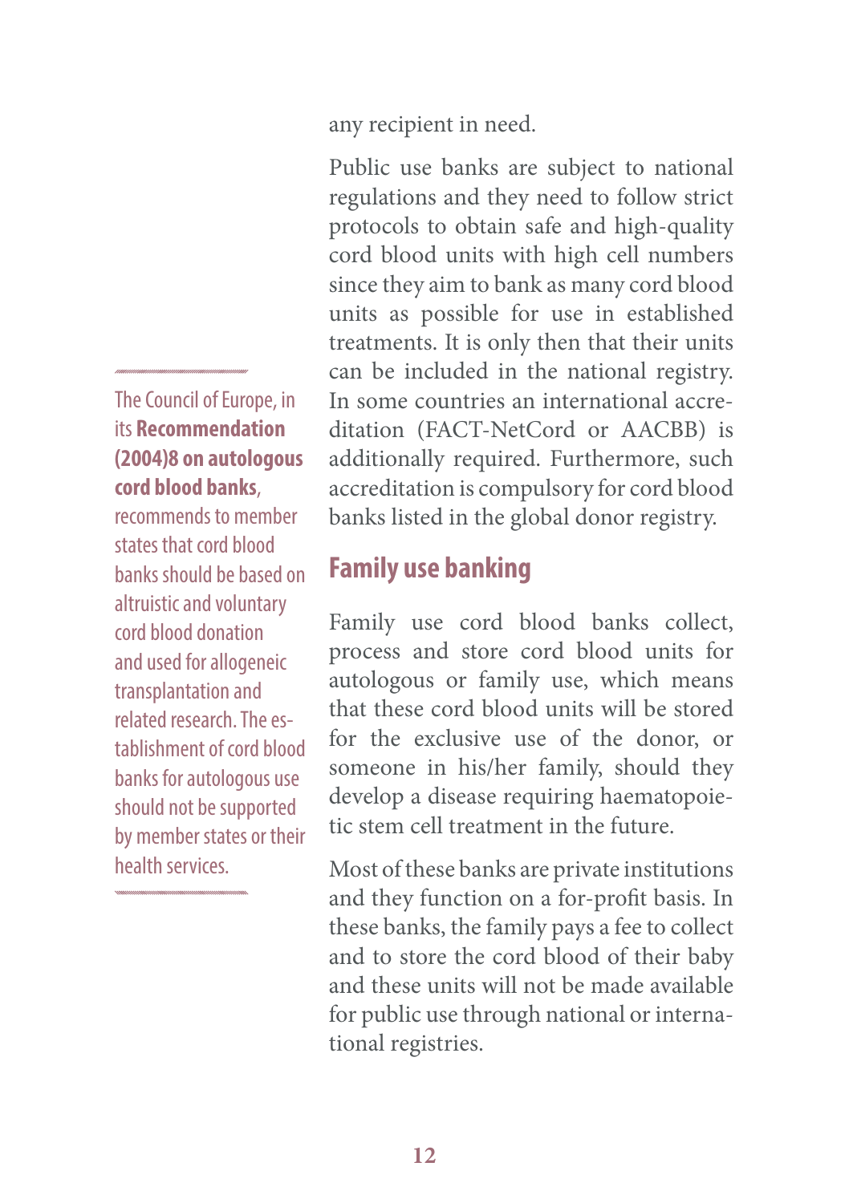any recipient in need.

Public use banks are subject to national regulations and they need to follow strict protocols to obtain safe and high-quality cord blood units with high cell numbers since they aim to bank as many cord blood units as possible for use in established treatments. It is only then that their units can be included in the national registry. In some countries an international accreditation (FACT-NetCord or AACBB) is additionally required. Furthermore, such accreditation is compulsory for cord blood banks listed in the global donor registry.

The Council of Europe, in its **Recommendation (2004)8 on autologous cord blood banks**, recommends to member states that cord blood banks should be based on altruistic and voluntary cord blood donation and used for allogeneic transplantation and related research. The establishment of cord blood banks for autologous use should not be supported by member states or their health services.

## Family use banking

Family use cord blood banks collect, process and store cord blood units for autologous or family use, which means that these cord blood units will be stored for the exclusive use of the donor, or someone in his/her family, should they develop a disease requiring haematopoietic stem cell treatment in the future.

Most of these banks are private institutions and they function on a for-profit basis. In these banks, the family pays a fee to collect and to store the cord blood of their baby and these units will not be made available for public use through national or international registries.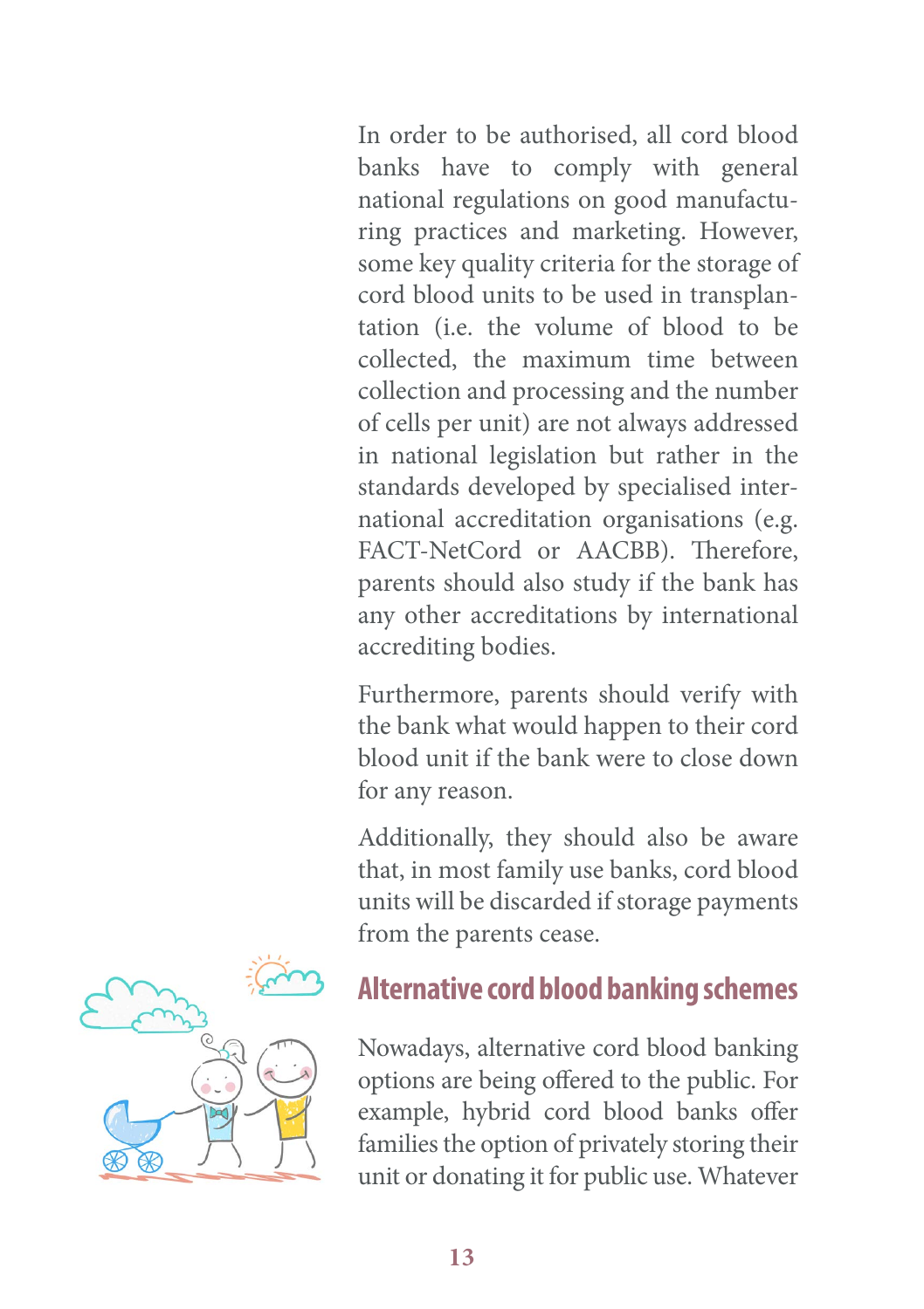In order to be authorised, all cord blood banks have to comply with general national regulations on good manufacturing practices and marketing. However, some key quality criteria for the storage of cord blood units to be used in transplantation (i.e. the volume of blood to be collected, the maximum time between collection and processing and the number of cells per unit) are not always addressed in national legislation but rather in the standards developed by specialised international accreditation organisations (e.g. FACT-NetCord or AACBB). Therefore, parents should also study if the bank has any other accreditations by international accrediting bodies.

Furthermore, parents should verify with the bank what would happen to their cord blood unit if the bank were to close down for any reason.

Additionally, they should also be aware that, in most family use banks, cord blood units will be discarded if storage payments from the parents cease.

## Alternative cord blood banking schemes

Nowadays, alternative cord blood banking options are being offered to the public. For example, hybrid cord blood banks offer families the option of privately storing their unit or donating it for public use. Whatever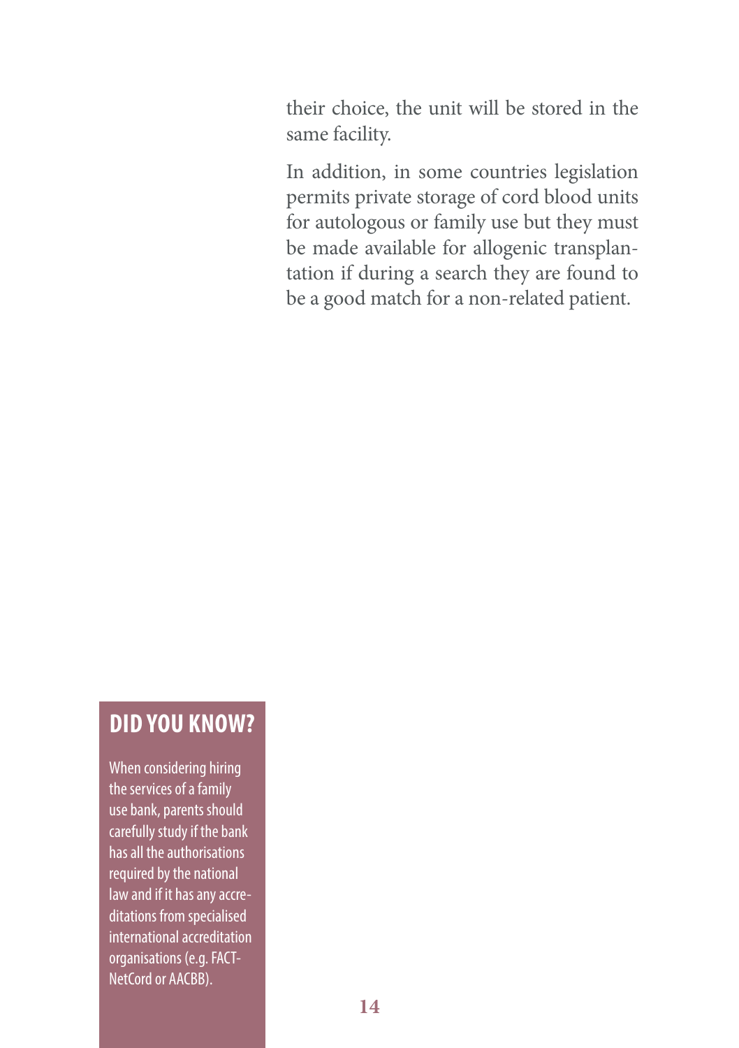their choice, the unit will be stored in the same facility.

In addition, in some countries legislation permits private storage of cord blood units for autologous or family use but they must be made available for allogenic transplantation if during a search they are found to be a good match for a non-related patient.

## DID YOU KNOW?

When considering hiring the services of a family use bank, parents should carefully study if the bank has all the authorisations required by the national law and if it has any accreditations from specialised international accreditation organisations (e.g. FACT-NetCord or AACBB).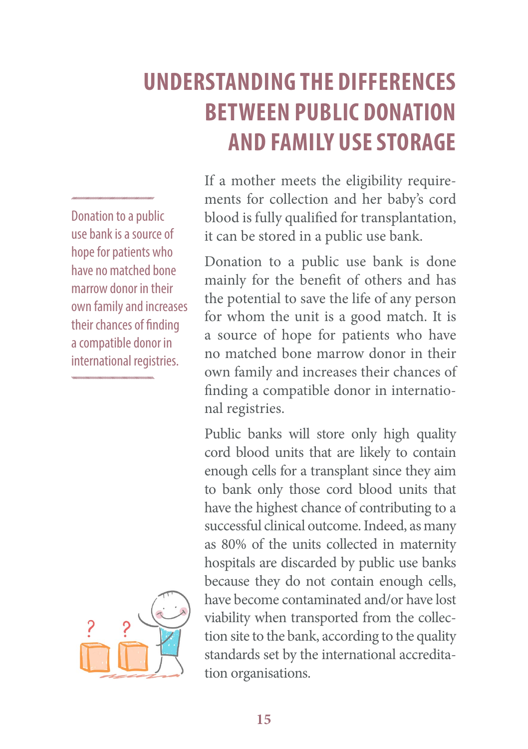# UNDERSTANDING THE DIFFERENCES BETWEEN PUBLIC DONATION AND FAMILY USE STORAGE

> Donation to a public use bank is a source of hope for patients who have no matched bone marrow donor in their own family and increases their chances of finding a compatible donor in international registries.

If a mother meets the eligibility requirements for collection and her baby's cord blood is fully qualified for transplantation, it can be stored in a public use bank.

Donation to a public use bank is done mainly for the benefit of others and has the potential to save the life of any person for whom the unit is a good match. It is a source of hope for patients who have no matched bone marrow donor in their own family and increases their chances of finding a compatible donor in international registries.

Public banks will store only high quality cord blood units that are likely to contain enough cells for a transplant since they aim to bank only those cord blood units that have the highest chance of contributing to a successful clinical outcome. Indeed, as many as 80% of the units collected in maternity hospitals are discarded by public use banks because they do not contain enough cells, have become contaminated and/or have lost viability when transported from the collection site to the bank, according to the quality standards set by the international accreditation organisations.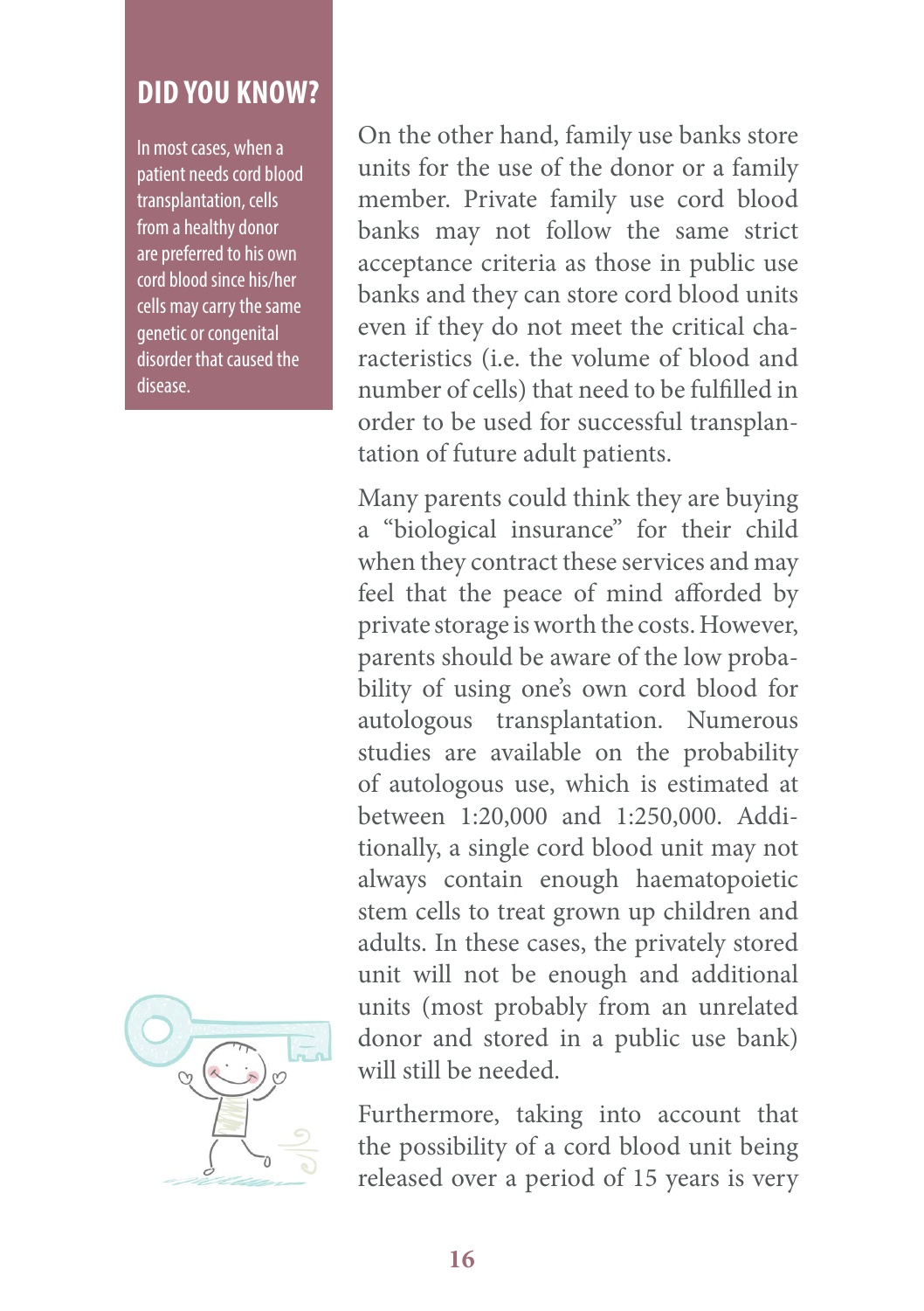## DID YOU KNOW?

In most cases, when a patient needs cord blood transplantation, cells from a healthy donor are preferred to his own cord blood since his/her cells may carry the same genetic or congenital disorder that caused the disease.

On the other hand, family use banks store units for the use of the donor or a family member. Private family use cord blood banks may not follow the same strict acceptance criteria as those in public use banks and they can store cord blood units even if they do not meet the critical characteristics (i.e. the volume of blood and number of cells) that need to be fulfilled in order to be used for successful transplantation of future adult patients.

Many parents could think they are buying a "biological insurance" for their child when they contract these services and may feel that the peace of mind afforded by private storage is worth the costs. However, parents should be aware of the low probability of using one's own cord blood for autologous transplantation. Numerous studies are available on the probability of autologous use, which is estimated at between 1:20,000 and 1:250,000. Additionally, a single cord blood unit may not always contain enough haematopoietic stem cells to treat grown up children and adults. In these cases, the privately stored unit will not be enough and additional units (most probably from an unrelated donor and stored in a public use bank) will still be needed.

Furthermore, taking into account that the possibility of a cord blood unit being released over a period of 15 years is very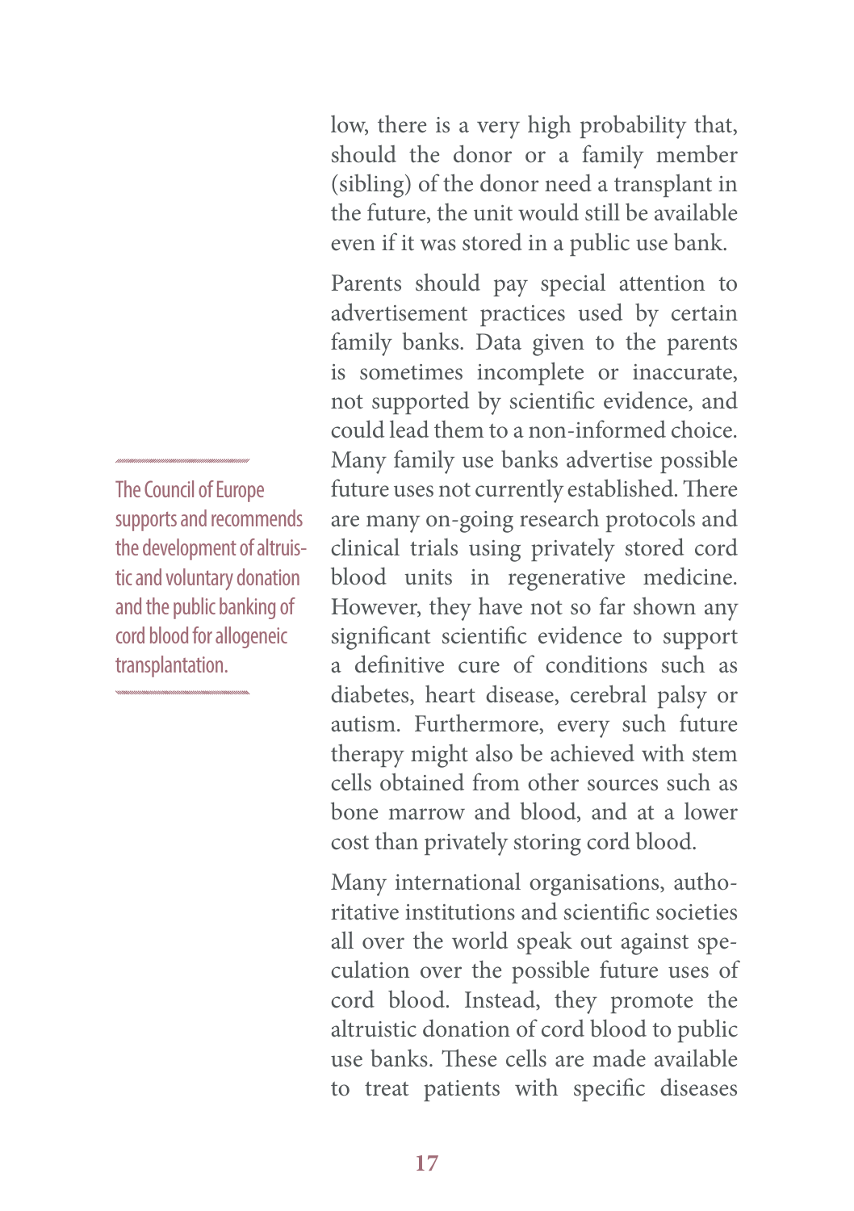low, there is a very high probability that, should the donor or a family member (sibling) of the donor need a transplant in the future, the unit would still be available even if it was stored in a public use bank.

> The Council of Europe supports and recommends the development of altruistic and voluntary donation and the public banking of cord blood for allogeneic transplantation.

Parents should pay special attention to advertisement practices used by certain family banks. Data given to the parents is sometimes incomplete or inaccurate, not supported by scientific evidence, and could lead them to a non-informed choice. Many family use banks advertise possible future uses not currently established. There are many on-going research protocols and clinical trials using privately stored cord blood units in regenerative medicine. However, they have not so far shown any significant scientific evidence to support a definitive cure of conditions such as diabetes, heart disease, cerebral palsy or autism. Furthermore, every such future therapy might also be achieved with stem cells obtained from other sources such as bone marrow and blood, and at a lower cost than privately storing cord blood.

Many international organisations, authoritative institutions and scientific societies all over the world speak out against speculation over the possible future uses of cord blood. Instead, they promote the altruistic donation of cord blood to public use banks. These cells are made available to treat patients with specific diseases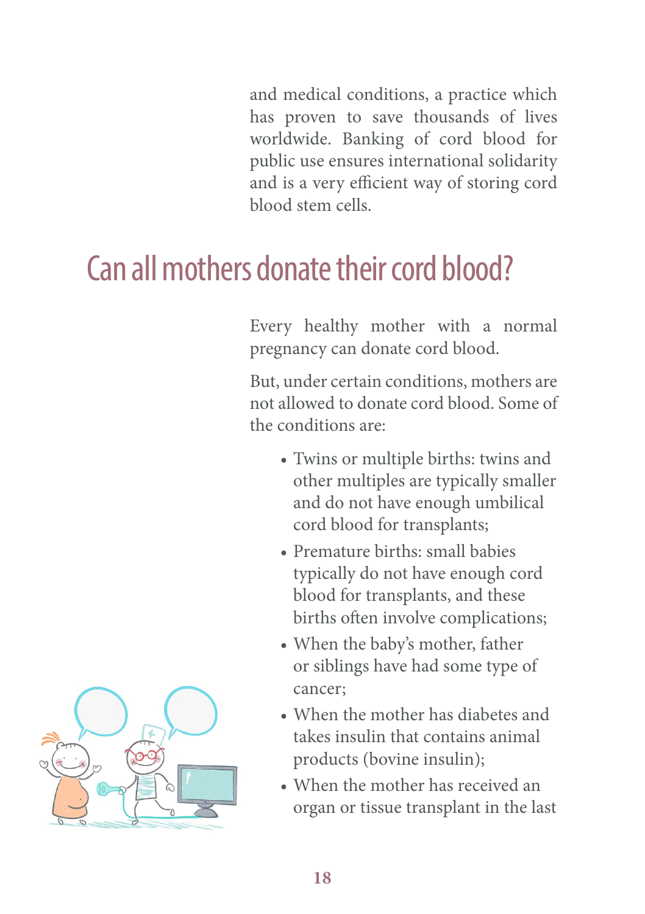and medical conditions, a practice which has proven to save thousands of lives worldwide. Banking of cord blood for public use ensures international solidarity and is a very efficient way of storing cord blood stem cells.

## Can all mothers donate their cord blood?

Every healthy mother with a normal pregnancy can donate cord blood.

But, under certain conditions, mothers are not allowed to donate cord blood. Some of the conditions are:

- Twins or multiple births: twins and other multiples are typically smaller and do not have enough umbilical cord blood for transplants;
- Premature births: small babies typically do not have enough cord blood for transplants, and these births often involve complications;
- When the baby's mother, father or siblings have had some type of cancer;
- When the mother has diabetes and takes insulin that contains animal products (bovine insulin);
- When the mother has received an organ or tissue transplant in the last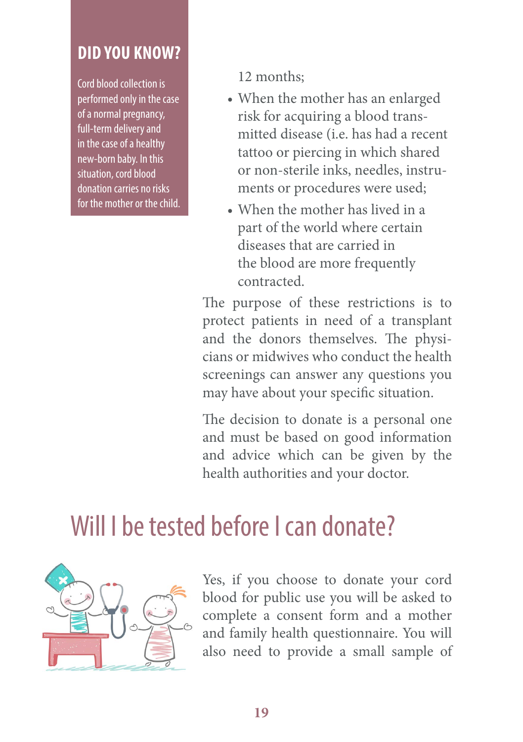**DID YOU KNOW?**

Cord blood collection is performed only in the case of a normal pregnancy, full-term delivery and in the case of a healthy new-born baby. In this situation, cord blood donation carries no risks for the mother or the child.

12 months;

- When the mother has an enlarged risk for acquiring a blood transmitted disease (i.e. has had a recent tattoo or piercing in which shared or non-sterile inks, needles, instruments or procedures were used;
- When the mother has lived in a part of the world where certain diseases that are carried in the blood are more frequently contracted.

The purpose of these restrictions is to protect patients in need of a transplant and the donors themselves. The physicians or midwives who conduct the health screenings can answer any questions you may have about your specific situation.

The decision to donate is a personal one and must be based on good information and advice which can be given by the health authorities and your doctor.

## Will I be tested before I can donate?

Yes, if you choose to donate your cord blood for public use you will be asked to complete a consent form and a mother and family health questionnaire. You will also need to provide a small sample of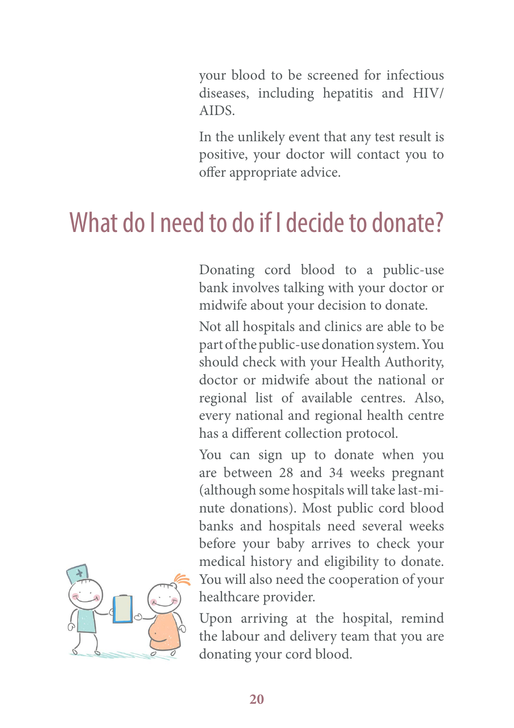your blood to be screened for infectious diseases, including hepatitis and HIV/AIDS.

In the unlikely event that any test result is positive, your doctor will contact you to offer appropriate advice.

## What do I need to do if I decide to donate?

Donating cord blood to a public-use bank involves talking with your doctor or midwife about your decision to donate.

Not all hospitals and clinics are able to be part of the public-use donation system. You should check with your Health Authority, doctor or midwife about the national or regional list of available centres. Also, every national and regional health centre has a different collection protocol.

You can sign up to donate when you are between 28 and 34 weeks pregnant (although some hospitals will take last-minute donations). Most public cord blood banks and hospitals need several weeks before your baby arrives to check your medical history and eligibility to donate. You will also need the cooperation of your healthcare provider.

Upon arriving at the hospital, remind the labour and delivery team that you are donating your cord blood.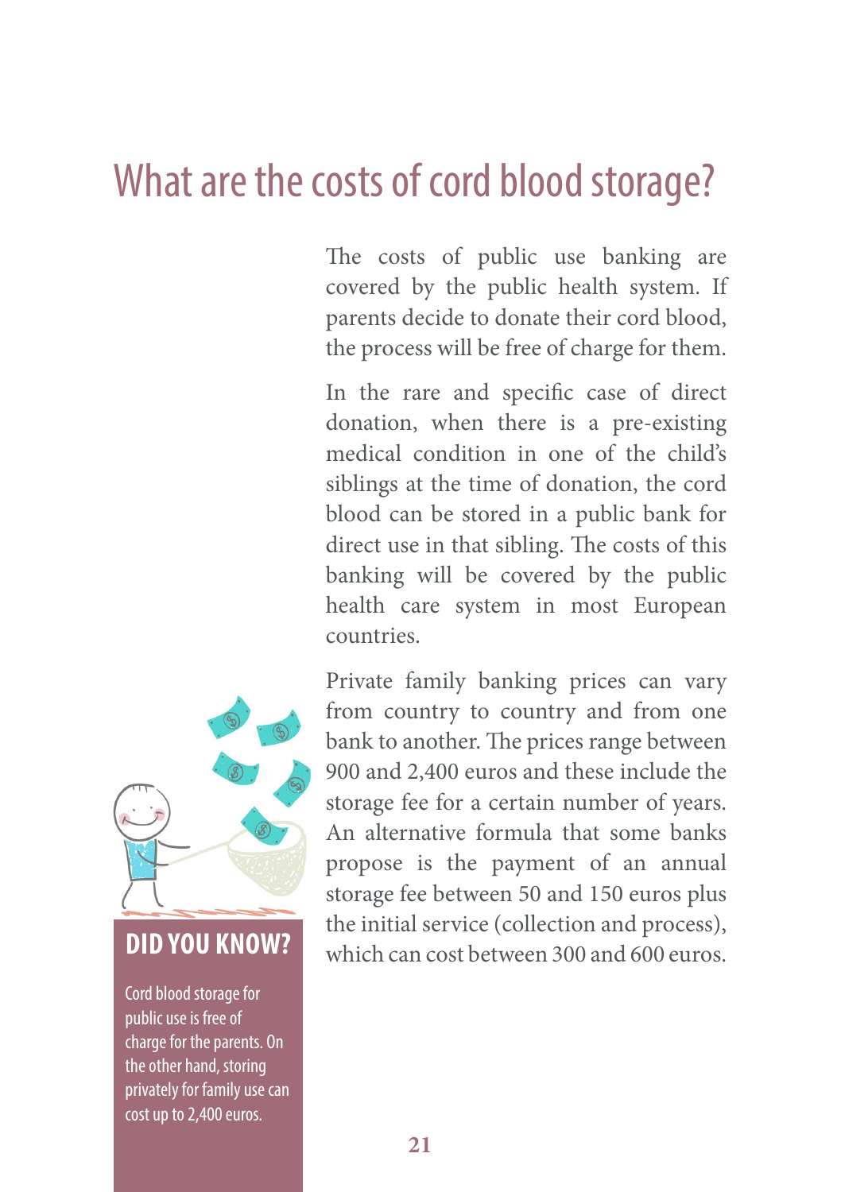# What are the costs of cord blood storage?

The costs of public use banking are covered by the public health system. If parents decide to donate their cord blood, the process will be free of charge for them.

In the rare and specific case of direct donation, when there is a pre-existing medical condition in one of the child's siblings at the time of donation, the cord blood can be stored in a public bank for direct use in that sibling. The costs of this banking will be covered by the public health care system in most European countries.

Private family banking prices can vary from country to country and from one bank to another. The prices range between 900 and 2,400 euros and these include the storage fee for a certain number of years. An alternative formula that some banks propose is the payment of an annual storage fee between 50 and 150 euros plus the initial service (collection and process), which can cost between 300 and 600 euros.

## DID YOU KNOW?

Cord blood storage for public use is free of charge for the parents. On the other hand, storing privately for family use can cost up to 2,400 euros.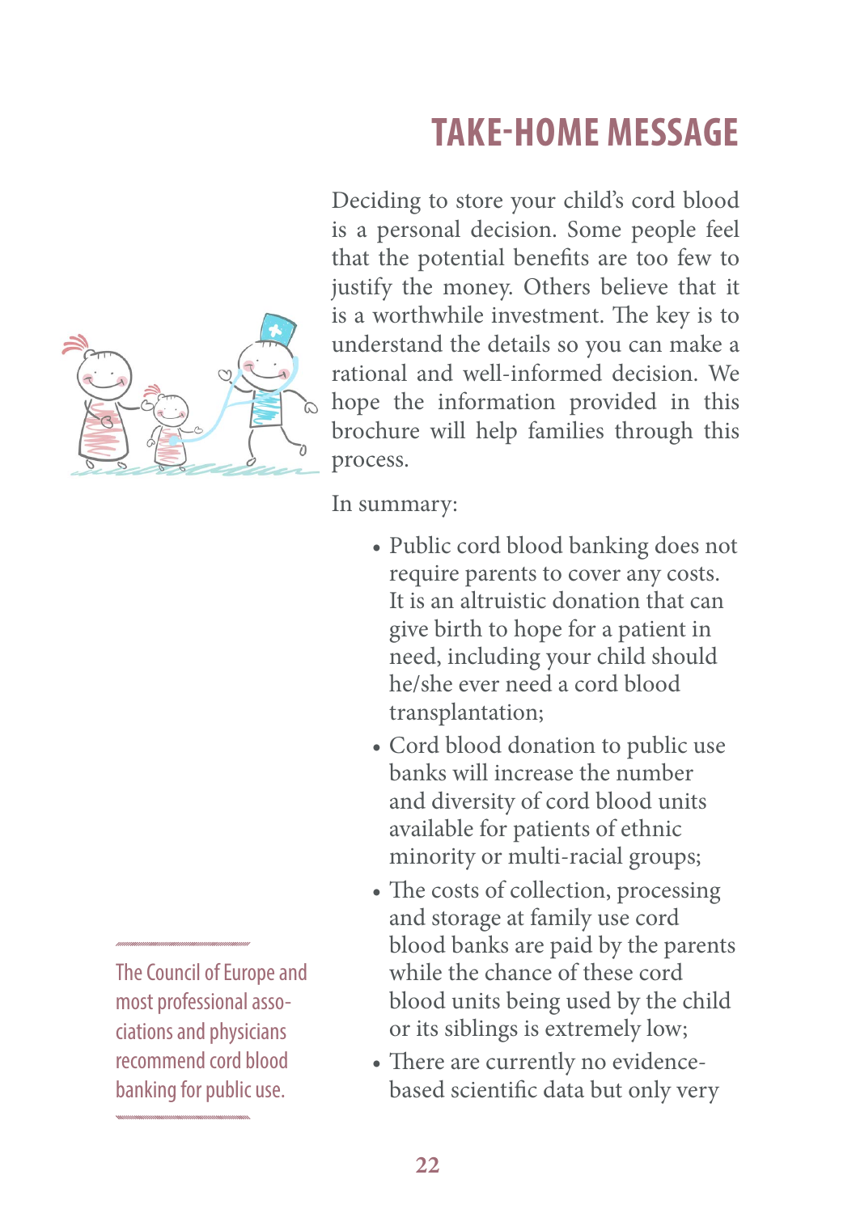# TAKE-HOME MESSAGE

Deciding to store your child's cord blood is a personal decision. Some people feel that the potential benefits are too few to justify the money. Others believe that it is a worthwhile investment. The key is to understand the details so you can make a rational and well-informed decision. We hope the information provided in this brochure will help families through this process.

In summary:

- Public cord blood banking does not require parents to cover any costs. It is an altruistic donation that can give birth to hope for a patient in need, including your child should he/she ever need a cord blood transplantation;
- Cord blood donation to public use banks will increase the number and diversity of cord blood units available for patients of ethnic minority or multi-racial groups;
- The costs of collection, processing and storage at family use cord blood banks are paid by the parents while the chance of these cord blood units being used by the child or its siblings is extremely low;
- There are currently no evidence-based scientific data but only very

The Council of Europe and most professional associations and physicians recommend cord blood banking for public use.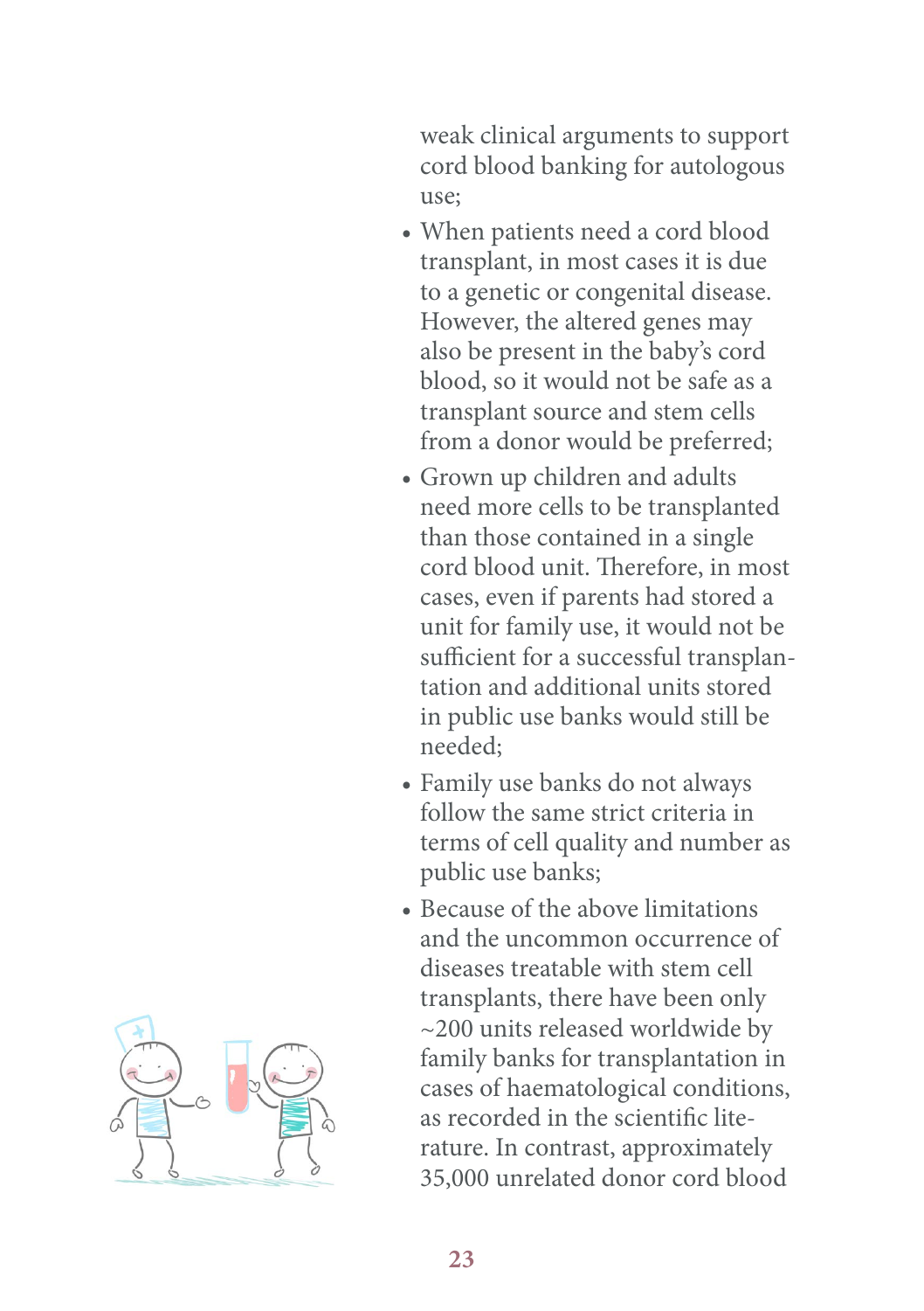weak clinical arguments to support cord blood banking for autologous use;

- When patients need a cord blood transplant, in most cases it is due to a genetic or congenital disease. However, the altered genes may also be present in the baby's cord blood, so it would not be safe as a transplant source and stem cells from a donor would be preferred;
- Grown up children and adults need more cells to be transplanted than those contained in a single cord blood unit. Therefore, in most cases, even if parents had stored a unit for family use, it would not be sufficient for a successful transplantation and additional units stored in public use banks would still be needed;
- Family use banks do not always follow the same strict criteria in terms of cell quality and number as public use banks;
- Because of the above limitations and the uncommon occurrence of diseases treatable with stem cell transplants, there have been only ~200 units released worldwide by family banks for transplantation in cases of haematological conditions, as recorded in the scientific literature. In contrast, approximately 35,000 unrelated donor cord blood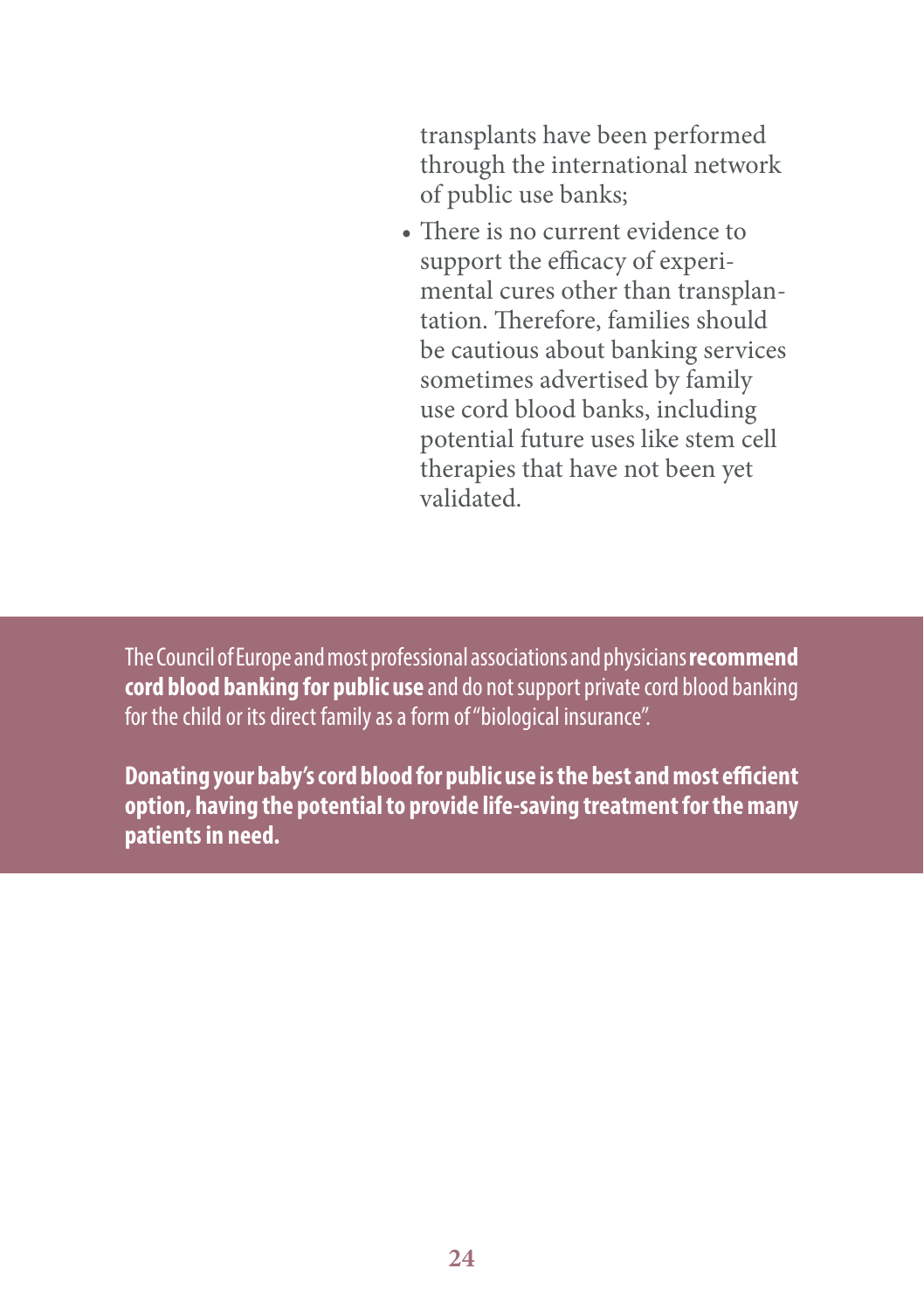transplants have been performed through the international network of public use banks;

- There is no current evidence to support the efficacy of experimental cures other than transplantation. Therefore, families should be cautious about banking services sometimes advertised by family use cord blood banks, including potential future uses like stem cell therapies that have not been yet validated.

The Council of Europe and most professional associations and physicians **recommend cord blood banking for public use** and do not support private cord blood banking for the child or its direct family as a form of "biological insurance".

**Donating your baby's cord blood for public use is the best and most efficient option, having the potential to provide life-saving treatment for the many patients in need.**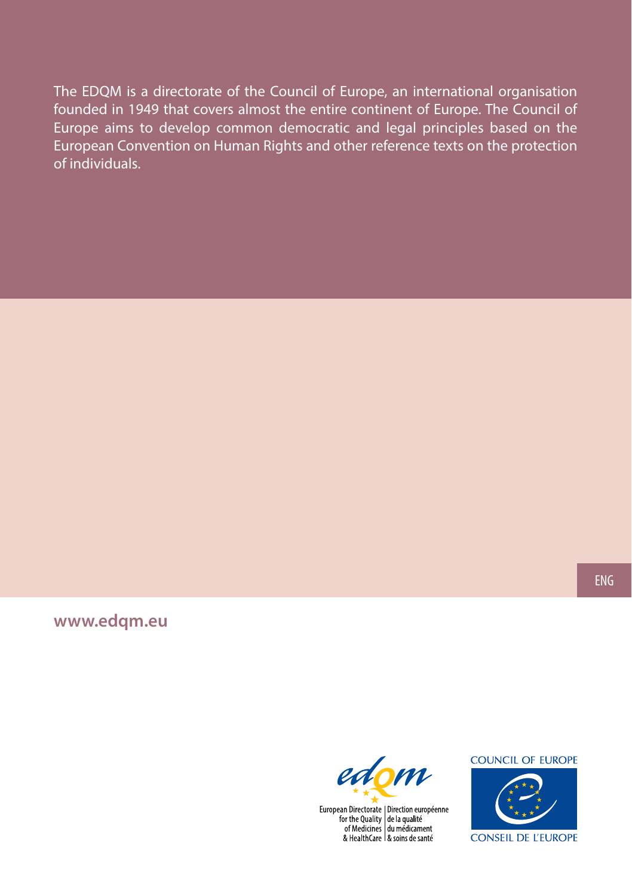The EDQM is a directorate of the Council of Europe, an international organisation founded in 1949 that covers almost the entire continent of Europe. The Council of Europe aims to develop common democratic and legal principles based on the European Convention on Human Rights and other reference texts on the protection of individuals.

ENG

**www.edqm.eu**

European Directorate for the Quality of Medicines & HealthCare | Direction européenne de la qualité du médicament & soins de santé

COUNCIL OF EUROPE

CONSEIL DE L'EUROPE